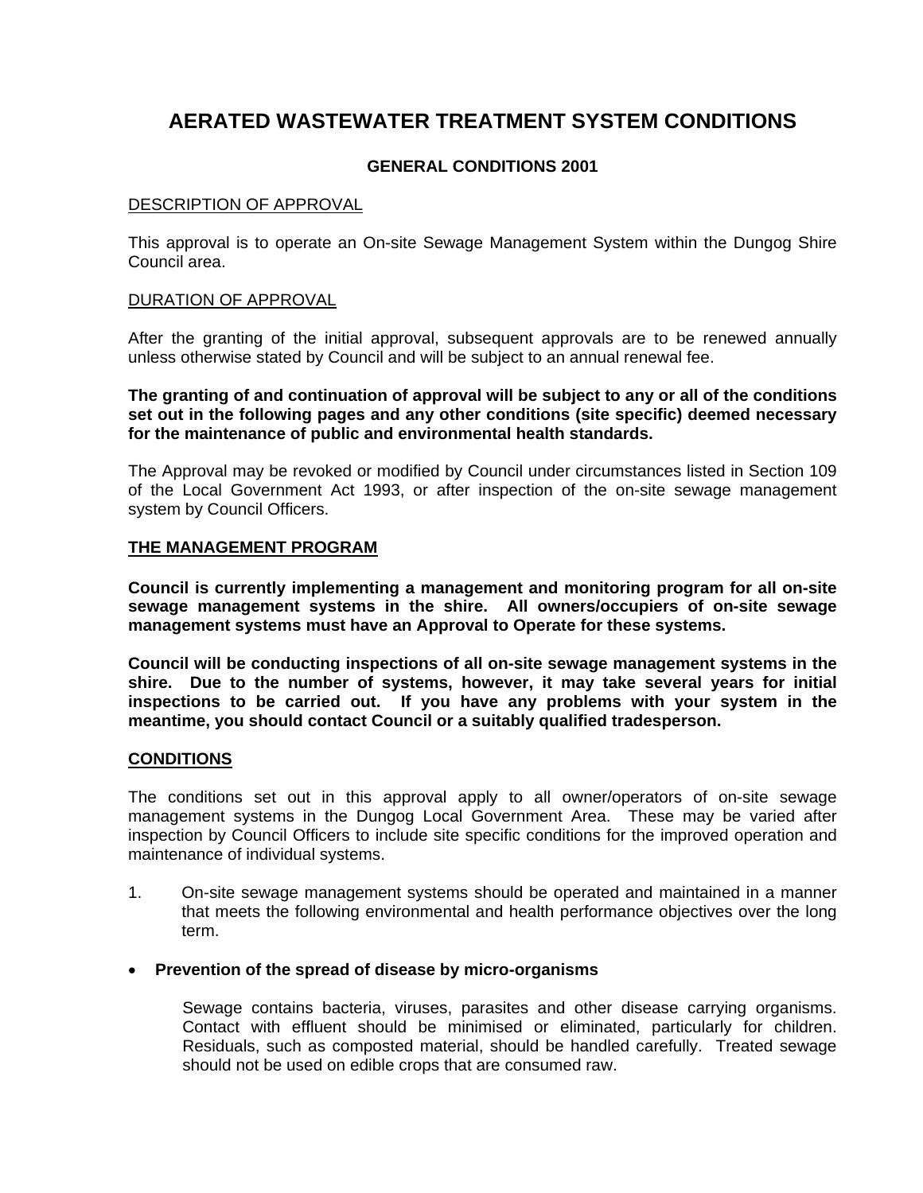# AERATED WASTEWATER TREATMENT SYSTEM CONDITIONS

## GENERAL CONDITIONS 2001

DESCRIPTION OF APPROVAL

This approval is to operate an On-site Sewage Management System within the Dungog Shire Council area.

DURATION OF APPROVAL

After the granting of the initial approval, subsequent approvals are to be renewed annually unless otherwise stated by Council and will be subject to an annual renewal fee.

**The granting of and continuation of approval will be subject to any or all of the conditions set out in the following pages and any other conditions (site specific) deemed necessary for the maintenance of public and environmental health standards.**

The Approval may be revoked or modified by Council under circumstances listed in Section 109 of the Local Government Act 1993, or after inspection of the on-site sewage management system by Council Officers.

**THE MANAGEMENT PROGRAM**

**Council is currently implementing a management and monitoring program for all on-site sewage management systems in the shire. All owners/occupiers of on-site sewage management systems must have an Approval to Operate for these systems.**

**Council will be conducting inspections of all on-site sewage management systems in the shire. Due to the number of systems, however, it may take several years for initial inspections to be carried out. If you have any problems with your system in the meantime, you should contact Council or a suitably qualified tradesperson.**

**CONDITIONS**

The conditions set out in this approval apply to all owner/operators of on-site sewage management systems in the Dungog Local Government Area. These may be varied after inspection by Council Officers to include site specific conditions for the improved operation and maintenance of individual systems.

1. On-site sewage management systems should be operated and maintained in a manner that meets the following environmental and health performance objectives over the long term.

- **Prevention of the spread of disease by micro-organisms**

  Sewage contains bacteria, viruses, parasites and other disease carrying organisms. Contact with effluent should be minimised or eliminated, particularly for children. Residuals, such as composted material, should be handled carefully. Treated sewage should not be used on edible crops that are consumed raw.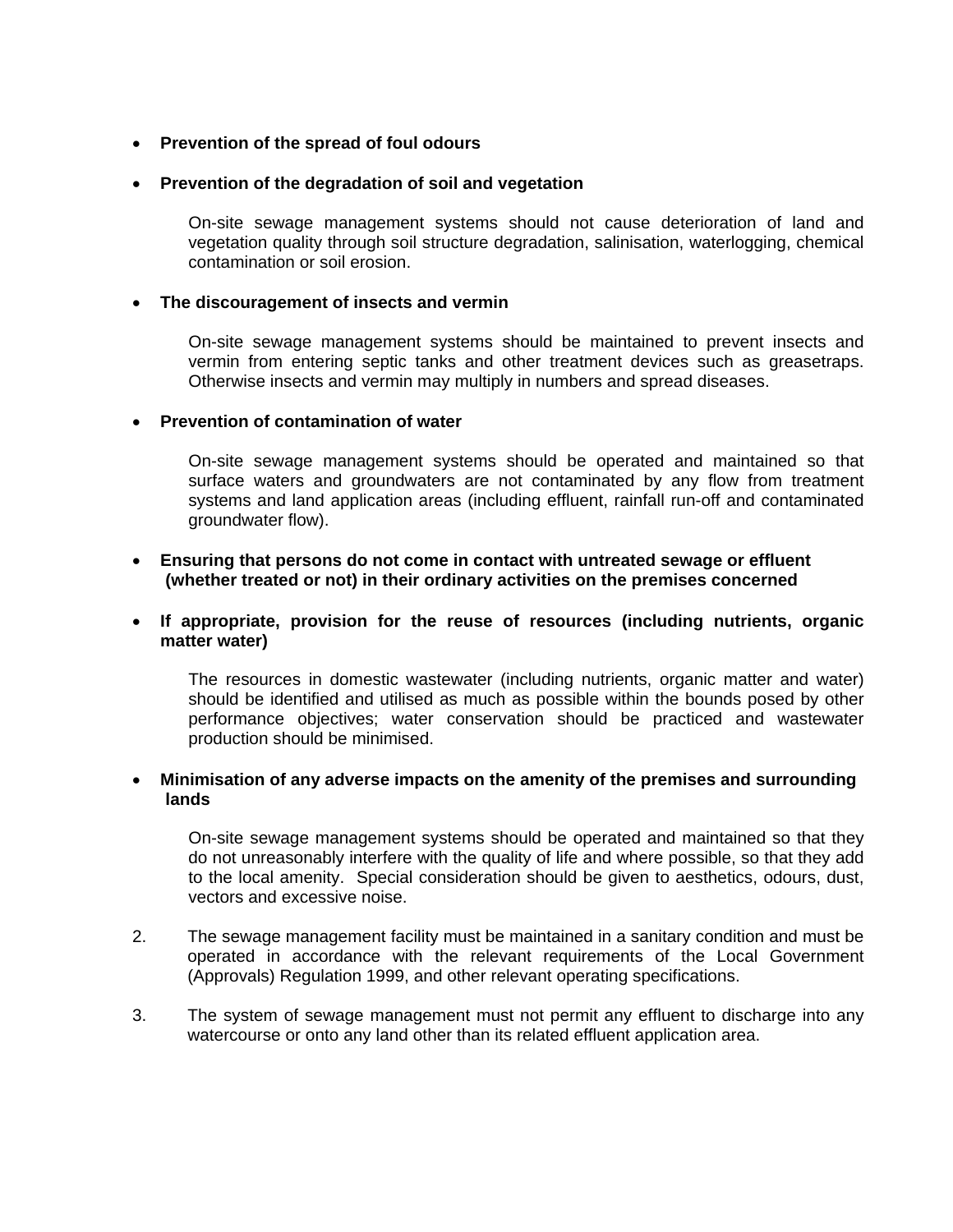- **Prevention of the spread of foul odours**

- **Prevention of the degradation of soil and vegetation**

  On-site sewage management systems should not cause deterioration of land and vegetation quality through soil structure degradation, salinisation, waterlogging, chemical contamination or soil erosion.

- **The discouragement of insects and vermin**

  On-site sewage management systems should be maintained to prevent insects and vermin from entering septic tanks and other treatment devices such as greasetraps. Otherwise insects and vermin may multiply in numbers and spread diseases.

- **Prevention of contamination of water**

  On-site sewage management systems should be operated and maintained so that surface waters and groundwaters are not contaminated by any flow from treatment systems and land application areas (including effluent, rainfall run-off and contaminated groundwater flow).

- **Ensuring that persons do not come in contact with untreated sewage or effluent (whether treated or not) in their ordinary activities on the premises concerned**

- **If appropriate, provision for the reuse of resources (including nutrients, organic matter water)**

  The resources in domestic wastewater (including nutrients, organic matter and water) should be identified and utilised as much as possible within the bounds posed by other performance objectives; water conservation should be practiced and wastewater production should be minimised.

- **Minimisation of any adverse impacts on the amenity of the premises and surrounding lands**

  On-site sewage management systems should be operated and maintained so that they do not unreasonably interfere with the quality of life and where possible, so that they add to the local amenity. Special consideration should be given to aesthetics, odours, dust, vectors and excessive noise.

2. The sewage management facility must be maintained in a sanitary condition and must be operated in accordance with the relevant requirements of the Local Government (Approvals) Regulation 1999, and other relevant operating specifications.

3. The system of sewage management must not permit any effluent to discharge into any watercourse or onto any land other than its related effluent application area.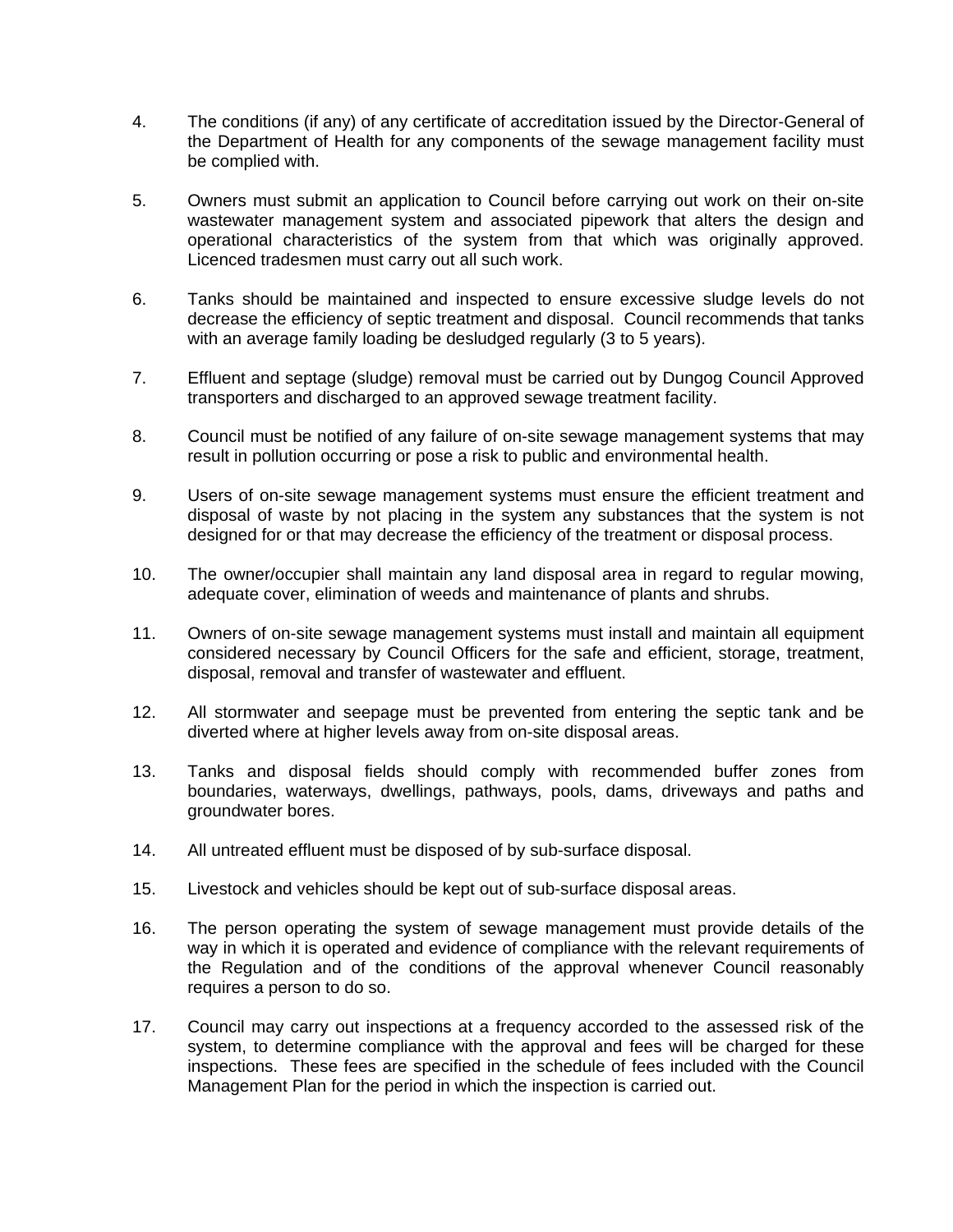4. The conditions (if any) of any certificate of accreditation issued by the Director-General of the Department of Health for any components of the sewage management facility must be complied with.

5. Owners must submit an application to Council before carrying out work on their on-site wastewater management system and associated pipework that alters the design and operational characteristics of the system from that which was originally approved. Licenced tradesmen must carry out all such work.

6. Tanks should be maintained and inspected to ensure excessive sludge levels do not decrease the efficiency of septic treatment and disposal. Council recommends that tanks with an average family loading be desludged regularly (3 to 5 years).

7. Effluent and septage (sludge) removal must be carried out by Dungog Council Approved transporters and discharged to an approved sewage treatment facility.

8. Council must be notified of any failure of on-site sewage management systems that may result in pollution occurring or pose a risk to public and environmental health.

9. Users of on-site sewage management systems must ensure the efficient treatment and disposal of waste by not placing in the system any substances that the system is not designed for or that may decrease the efficiency of the treatment or disposal process.

10. The owner/occupier shall maintain any land disposal area in regard to regular mowing, adequate cover, elimination of weeds and maintenance of plants and shrubs.

11. Owners of on-site sewage management systems must install and maintain all equipment considered necessary by Council Officers for the safe and efficient, storage, treatment, disposal, removal and transfer of wastewater and effluent.

12. All stormwater and seepage must be prevented from entering the septic tank and be diverted where at higher levels away from on-site disposal areas.

13. Tanks and disposal fields should comply with recommended buffer zones from boundaries, waterways, dwellings, pathways, pools, dams, driveways and paths and groundwater bores.

14. All untreated effluent must be disposed of by sub-surface disposal.

15. Livestock and vehicles should be kept out of sub-surface disposal areas.

16. The person operating the system of sewage management must provide details of the way in which it is operated and evidence of compliance with the relevant requirements of the Regulation and of the conditions of the approval whenever Council reasonably requires a person to do so.

17. Council may carry out inspections at a frequency accorded to the assessed risk of the system, to determine compliance with the approval and fees will be charged for these inspections. These fees are specified in the schedule of fees included with the Council Management Plan for the period in which the inspection is carried out.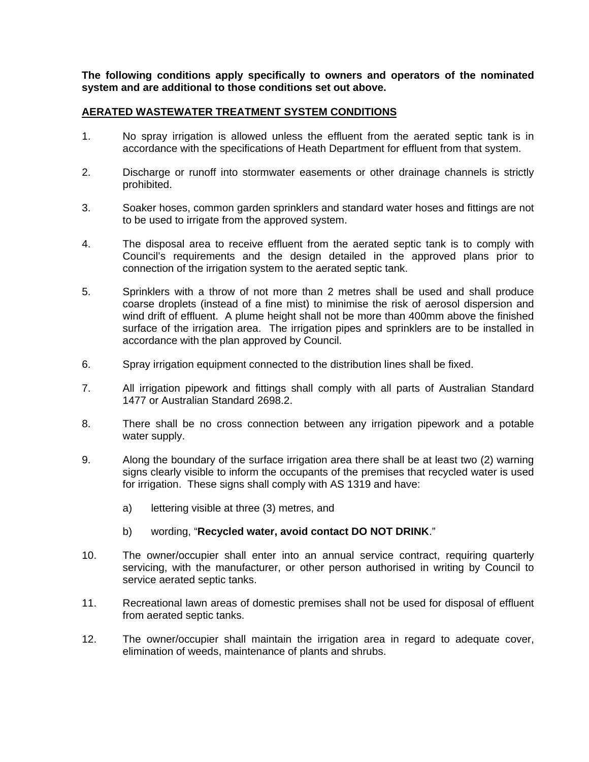**The following conditions apply specifically to owners and operators of the nominated system and are additional to those conditions set out above.**

## AERATED WASTEWATER TREATMENT SYSTEM CONDITIONS

1. No spray irrigation is allowed unless the effluent from the aerated septic tank is in accordance with the specifications of Heath Department for effluent from that system.

2. Discharge or runoff into stormwater easements or other drainage channels is strictly prohibited.

3. Soaker hoses, common garden sprinklers and standard water hoses and fittings are not to be used to irrigate from the approved system.

4. The disposal area to receive effluent from the aerated septic tank is to comply with Council's requirements and the design detailed in the approved plans prior to connection of the irrigation system to the aerated septic tank.

5. Sprinklers with a throw of not more than 2 metres shall be used and shall produce coarse droplets (instead of a fine mist) to minimise the risk of aerosol dispersion and wind drift of effluent. A plume height shall not be more than 400mm above the finished surface of the irrigation area. The irrigation pipes and sprinklers are to be installed in accordance with the plan approved by Council.

6. Spray irrigation equipment connected to the distribution lines shall be fixed.

7. All irrigation pipework and fittings shall comply with all parts of Australian Standard 1477 or Australian Standard 2698.2.

8. There shall be no cross connection between any irrigation pipework and a potable water supply.

9. Along the boundary of the surface irrigation area there shall be at least two (2) warning signs clearly visible to inform the occupants of the premises that recycled water is used for irrigation. These signs shall comply with AS 1319 and have:

   a) lettering visible at three (3) metres, and

   b) wording, "**Recycled water, avoid contact DO NOT DRINK**."

10. The owner/occupier shall enter into an annual service contract, requiring quarterly servicing, with the manufacturer, or other person authorised in writing by Council to service aerated septic tanks.

11. Recreational lawn areas of domestic premises shall not be used for disposal of effluent from aerated septic tanks.

12. The owner/occupier shall maintain the irrigation area in regard to adequate cover, elimination of weeds, maintenance of plants and shrubs.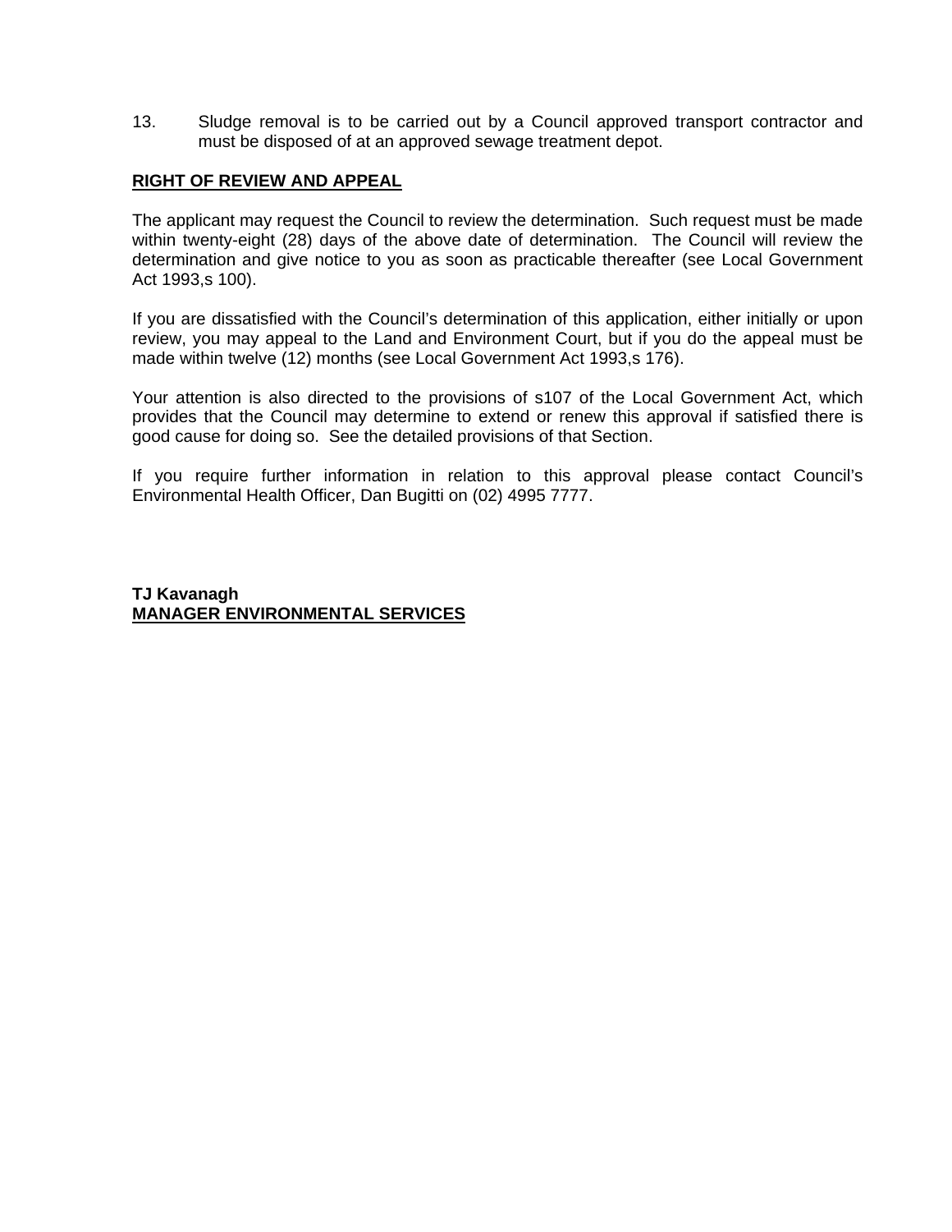13. Sludge removal is to be carried out by a Council approved transport contractor and must be disposed of at an approved sewage treatment depot.

**RIGHT OF REVIEW AND APPEAL**

The applicant may request the Council to review the determination. Such request must be made within twenty-eight (28) days of the above date of determination. The Council will review the determination and give notice to you as soon as practicable thereafter (see Local Government Act 1993,s 100).

If you are dissatisfied with the Council's determination of this application, either initially or upon review, you may appeal to the Land and Environment Court, but if you do the appeal must be made within twelve (12) months (see Local Government Act 1993,s 176).

Your attention is also directed to the provisions of s107 of the Local Government Act, which provides that the Council may determine to extend or renew this approval if satisfied there is good cause for doing so. See the detailed provisions of that Section.

If you require further information in relation to this approval please contact Council's Environmental Health Officer, Dan Bugitti on (02) 4995 7777.

**TJ Kavanagh**
**MANAGER ENVIRONMENTAL SERVICES**